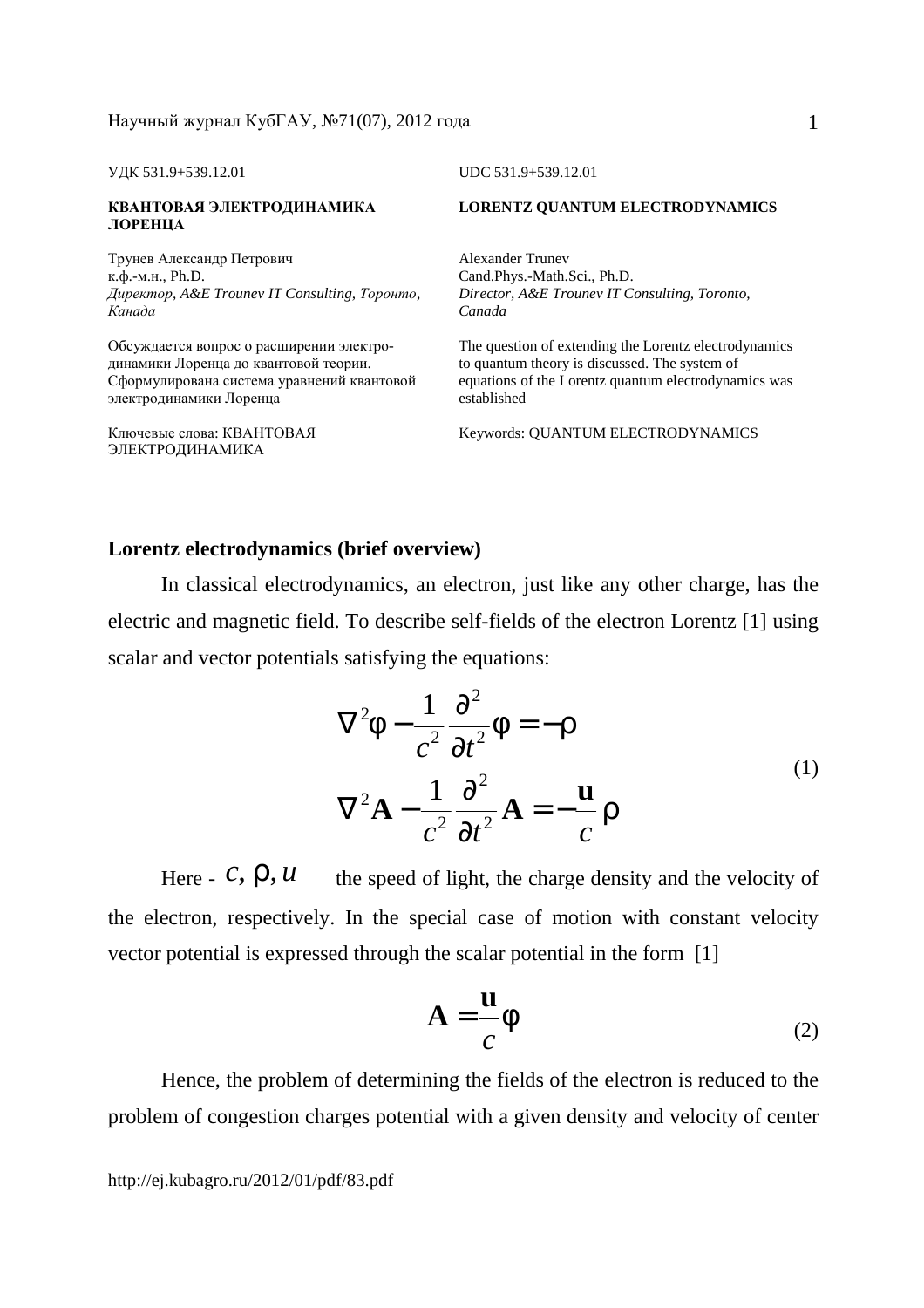УДК 531.9+539.12.01

UDC 531.9+539.12.01

**КВАНТОВАЯ ЭЛЕКТРОДИНАМИКА ЛОРЕНЦА**

**LORENTZ QUANTUM ELECTRODYNAMICS**

Трунев Александр Петрович
к.ф.-м.н., Ph.D.
*Директор, A&E Trounev IT Consulting, Торонто, Канада*

Alexander Trunev
Cand.Phys.-Math.Sci., Ph.D.
*Director, A&E Trounev IT Consulting, Toronto, Canada*

Обсуждается вопрос о расширении электродинамики Лоренца до квантовой теории. Сформулирована система уравнений квантовой электродинамики Лоренца

The question of extending the Lorentz electrodynamics to quantum theory is discussed. The system of equations of the Lorentz quantum electrodynamics was established

Ключевые слова: КВАНТОВАЯ ЭЛЕКТРОДИНАМИКА

Keywords: QUANTUM ELECTRODYNAMICS

## Lorentz electrodynamics (brief overview)

In classical electrodynamics, an electron, just like any other charge, has the electric and magnetic field. To describe self-fields of the electron Lorentz [1] using scalar and vector potentials satisfying the equations:

$$
\begin{aligned}
\nabla^2\varphi - \frac{1}{c^2}\frac{\partial^2}{\partial t^2}\varphi &= -\rho \\
\nabla^2\mathbf{A} - \frac{1}{c^2}\frac{\partial^2}{\partial t^2}\mathbf{A} &= -\frac{\mathbf{u}}{c}\rho
\end{aligned}
\tag{1}
$$

Here - $c, \rho, u$ the speed of light, the charge density and the velocity of the electron, respectively. In the special case of motion with constant velocity vector potential is expressed through the scalar potential in the form [1]

$$
\mathbf{A} = \frac{\mathbf{u}}{c}\varphi \tag{2}
$$

Hence, the problem of determining the fields of the electron is reduced to the problem of congestion charges potential with a given density and velocity of center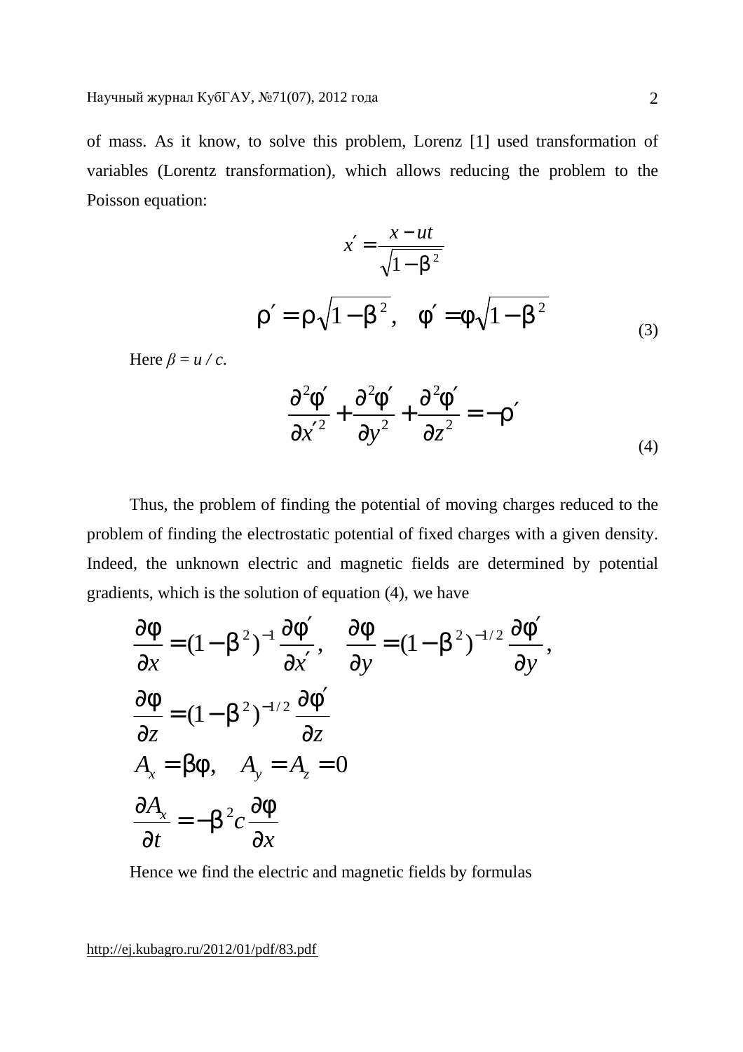of mass. As it know, to solve this problem, Lorenz [1] used transformation of variables (Lorentz transformation), which allows reducing the problem to the Poisson equation:

$$x' = \frac{x - ut}{\sqrt{1-\beta^2}}$$

$$\rho' = \rho\sqrt{1-\beta^2}, \quad \varphi' = \varphi\sqrt{1-\beta^2} \tag{3}$$

Here $\beta = u / c$.

$$\frac{\partial^2 \varphi'}{\partial x'^2} + \frac{\partial^2 \varphi'}{\partial y^2} + \frac{\partial^2 \varphi'}{\partial z^2} = -\rho' \tag{4}$$

Thus, the problem of finding the potential of moving charges reduced to the problem of finding the electrostatic potential of fixed charges with a given density. Indeed, the unknown electric and magnetic fields are determined by potential gradients, which is the solution of equation (4), we have

$$\frac{\partial \varphi}{\partial x} = (1-\beta^2)^{-1}\frac{\partial \varphi'}{\partial x'}, \quad \frac{\partial \varphi}{\partial y} = (1-\beta^2)^{-1/2}\frac{\partial \varphi'}{\partial y},$$

$$\frac{\partial \varphi}{\partial z} = (1-\beta^2)^{-1/2}\frac{\partial \varphi'}{\partial z}$$

$$A_x = \beta\varphi, \quad A_y = A_z = 0$$

$$\frac{\partial A_x}{\partial t} = -\beta^2 c\frac{\partial \varphi}{\partial x}$$

Hence we find the electric and magnetic fields by formulas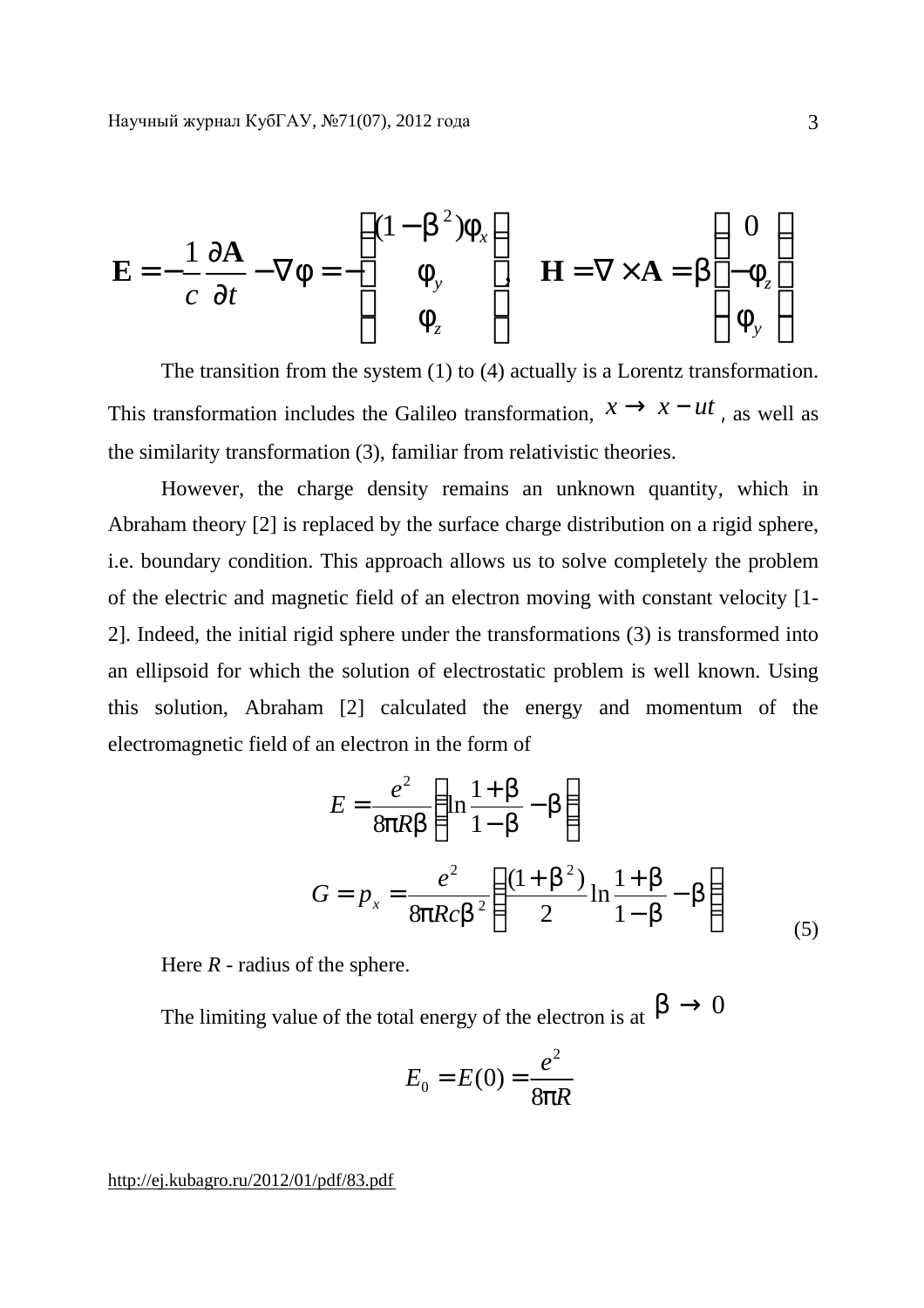$$\mathbf{E} = -\frac{1}{c}\frac{\partial \mathbf{A}}{\partial t} - \nabla\varphi = -\begin{pmatrix} (1-\beta^2)\varphi_x \\ \varphi_y \\ \varphi_z \end{pmatrix}, \quad \mathbf{H} = \nabla \times \mathbf{A} = \beta\begin{pmatrix} 0 \\ -\varphi_z \\ \varphi_y \end{pmatrix}$$

The transition from the system (1) to (4) actually is a Lorentz transformation. This transformation includes the Galileo transformation, $x \to x - ut$, as well as the similarity transformation (3), familiar from relativistic theories.

However, the charge density remains an unknown quantity, which in Abraham theory [2] is replaced by the surface charge distribution on a rigid sphere, i.e. boundary condition. This approach allows us to solve completely the problem of the electric and magnetic field of an electron moving with constant velocity [1-2]. Indeed, the initial rigid sphere under the transformations (3) is transformed into an ellipsoid for which the solution of electrostatic problem is well known. Using this solution, Abraham [2] calculated the energy and momentum of the electromagnetic field of an electron in the form of

$$E = \frac{e^2}{8\pi R\beta}\left(\ln\frac{1+\beta}{1-\beta} - \beta\right)$$

$$G = p_x = \frac{e^2}{8\pi Rc\beta^2}\left(\frac{(1+\beta^2)}{2}\ln\frac{1+\beta}{1-\beta} - \beta\right) \tag{5}$$

Here $R$ - radius of the sphere.

The limiting value of the total energy of the electron is at $\beta \to 0$

$$E_0 = E(0) = \frac{e^2}{8\pi R}$$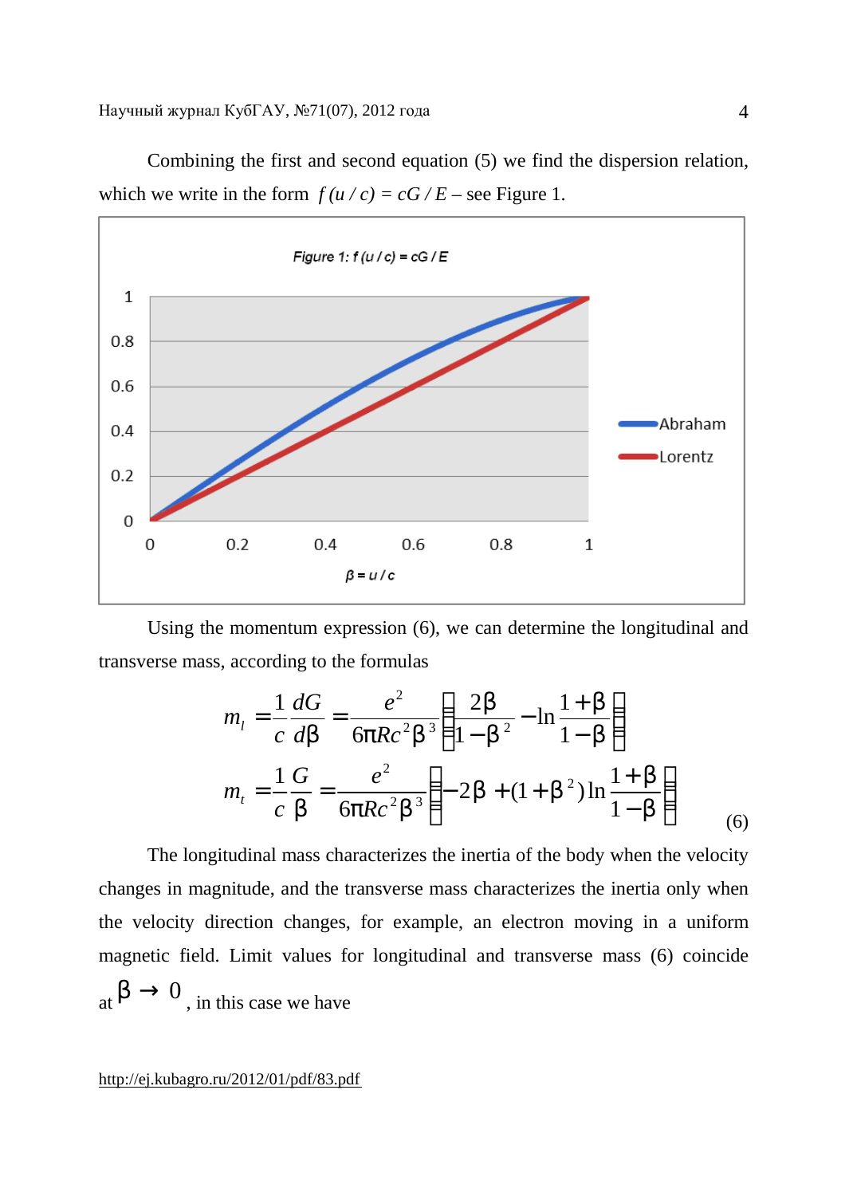Combining the first and second equation (5) we find the dispersion relation, which we write in the form $f(u/c) = cG/E$ – see Figure 1.

Figure 1: f (u / c) = cG / E

Using the momentum expression (6), we can determine the longitudinal and transverse mass, according to the formulas

$$m_l = \frac{1}{c}\frac{dG}{d\beta} = \frac{e^2}{6\pi Rc^2\beta^3}\left(\frac{2\beta}{1-\beta^2} - \ln\frac{1+\beta}{1-\beta}\right)$$

$$m_t = \frac{1}{c}\frac{G}{\beta} = \frac{e^2}{6\pi Rc^2\beta^3}\left(-2\beta + (1+\beta^2)\ln\frac{1+\beta}{1-\beta}\right) \qquad (6)$$

The longitudinal mass characterizes the inertia of the body when the velocity changes in magnitude, and the transverse mass characterizes the inertia only when the velocity direction changes, for example, an electron moving in a uniform magnetic field. Limit values for longitudinal and transverse mass (6) coincide at $\beta \to 0$, in this case we have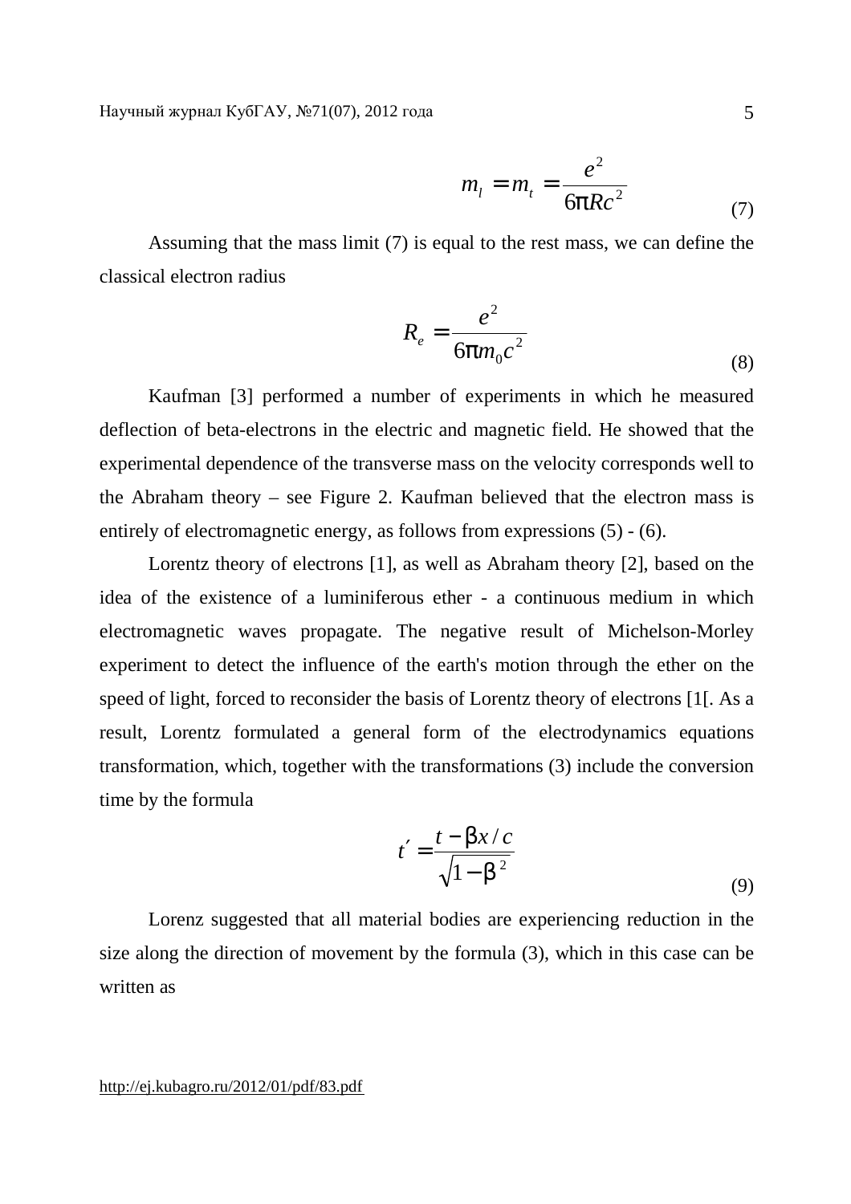$$m_l = m_t = \frac{e^2}{6\pi R c^2} \tag{7}$$

Assuming that the mass limit (7) is equal to the rest mass, we can define the classical electron radius

$$R_e = \frac{e^2}{6\pi m_0 c^2} \tag{8}$$

Kaufman [3] performed a number of experiments in which he measured deflection of beta-electrons in the electric and magnetic field. He showed that the experimental dependence of the transverse mass on the velocity corresponds well to the Abraham theory – see Figure 2. Kaufman believed that the electron mass is entirely of electromagnetic energy, as follows from expressions (5) - (6).

Lorentz theory of electrons [1], as well as Abraham theory [2], based on the idea of the existence of a luminiferous ether - a continuous medium in which electromagnetic waves propagate. The negative result of Michelson-Morley experiment to detect the influence of the earth's motion through the ether on the speed of light, forced to reconsider the basis of Lorentz theory of electrons [1[. As a result, Lorentz formulated a general form of the electrodynamics equations transformation, which, together with the transformations (3) include the conversion time by the formula

$$t' = \frac{t - \beta x / c}{\sqrt{1 - \beta^2}} \tag{9}$$

Lorenz suggested that all material bodies are experiencing reduction in the size along the direction of movement by the formula (3), which in this case can be written as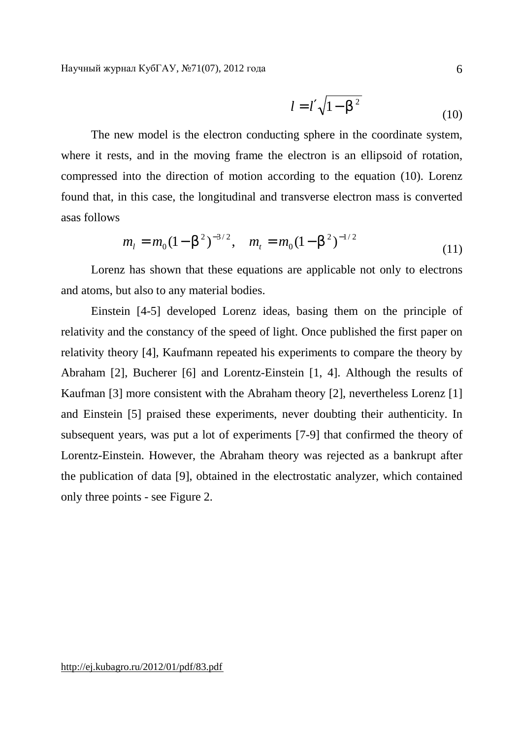$$l = l' \sqrt{1 - \beta^2} \tag{10}$$

The new model is the electron conducting sphere in the coordinate system, where it rests, and in the moving frame the electron is an ellipsoid of rotation, compressed into the direction of motion according to the equation (10). Lorenz found that, in this case, the longitudinal and transverse electron mass is converted asas follows

$$m_l = m_0 (1 - \beta^2)^{-3/2}, \quad m_t = m_0 (1 - \beta^2)^{-1/2} \tag{11}$$

Lorenz has shown that these equations are applicable not only to electrons and atoms, but also to any material bodies.

Einstein [4-5] developed Lorenz ideas, basing them on the principle of relativity and the constancy of the speed of light. Once published the first paper on relativity theory [4], Kaufmann repeated his experiments to compare the theory by Abraham [2], Bucherer [6] and Lorentz-Einstein [1, 4]. Although the results of Kaufman [3] more consistent with the Abraham theory [2], nevertheless Lorenz [1] and Einstein [5] praised these experiments, never doubting their authenticity. In subsequent years, was put a lot of experiments [7-9] that confirmed the theory of Lorentz-Einstein. However, the Abraham theory was rejected as a bankrupt after the publication of data [9], obtained in the electrostatic analyzer, which contained only three points - see Figure 2.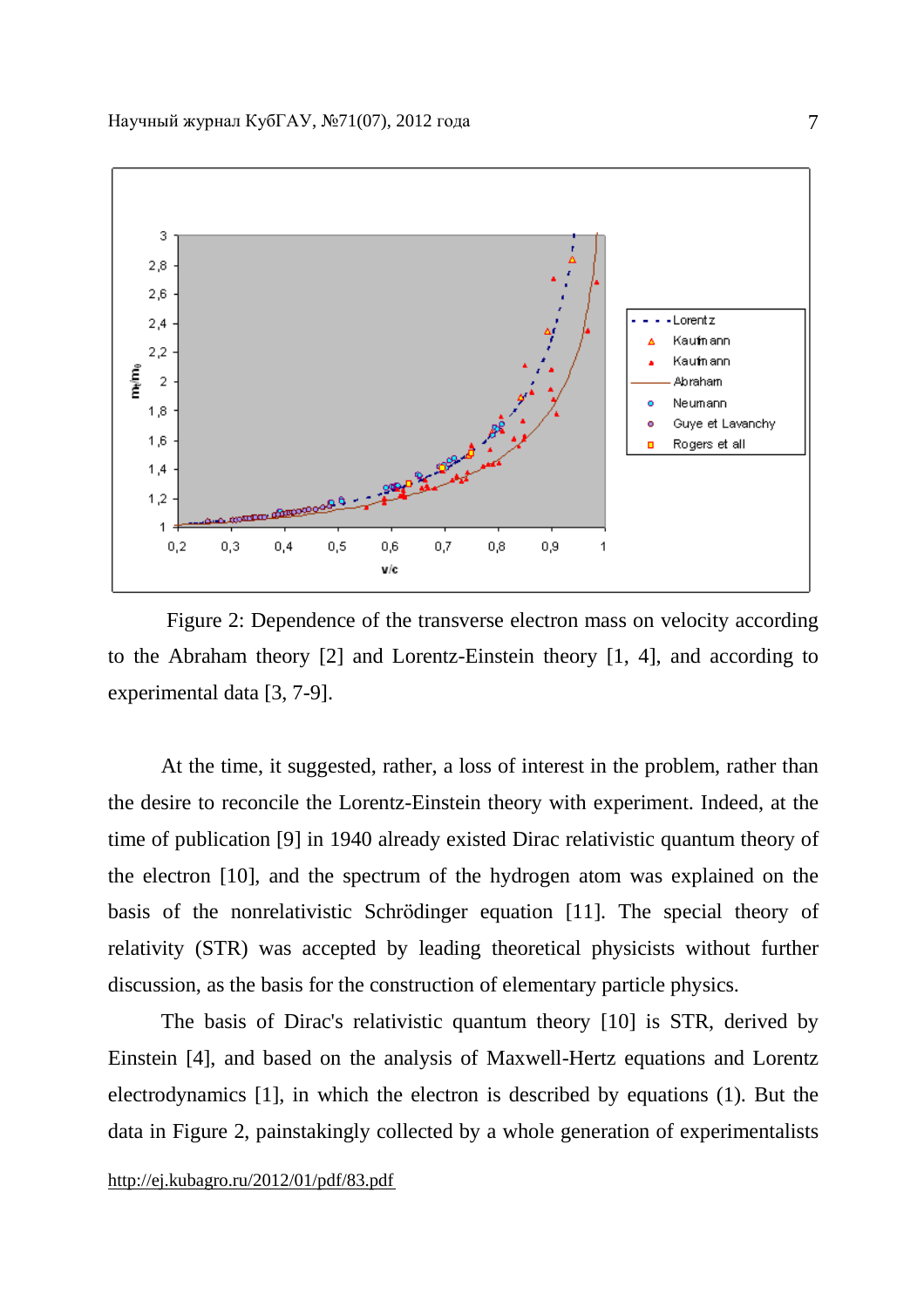Figure 2: Dependence of the transverse electron mass on velocity according to the Abraham theory [2] and Lorentz-Einstein theory [1, 4], and according to experimental data [3, 7-9].

At the time, it suggested, rather, a loss of interest in the problem, rather than the desire to reconcile the Lorentz-Einstein theory with experiment. Indeed, at the time of publication [9] in 1940 already existed Dirac relativistic quantum theory of the electron [10], and the spectrum of the hydrogen atom was explained on the basis of the nonrelativistic Schrödinger equation [11]. The special theory of relativity (STR) was accepted by leading theoretical physicists without further discussion, as the basis for the construction of elementary particle physics.

The basis of Dirac's relativistic quantum theory [10] is STR, derived by Einstein [4], and based on the analysis of Maxwell-Hertz equations and Lorentz electrodynamics [1], in which the electron is described by equations (1). But the data in Figure 2, painstakingly collected by a whole generation of experimentalists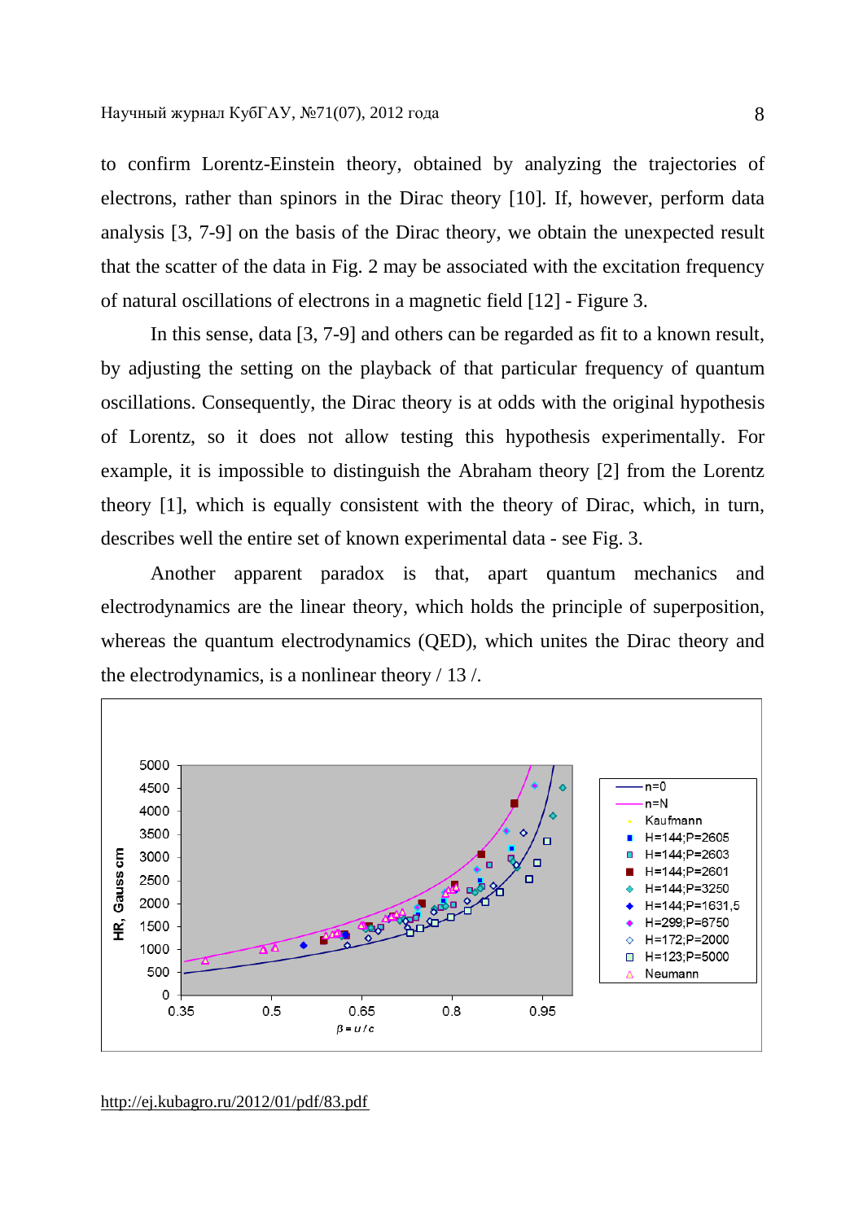to confirm Lorentz-Einstein theory, obtained by analyzing the trajectories of electrons, rather than spinors in the Dirac theory [10]. If, however, perform data analysis [3, 7-9] on the basis of the Dirac theory, we obtain the unexpected result that the scatter of the data in Fig. 2 may be associated with the excitation frequency of natural oscillations of electrons in a magnetic field [12] - Figure 3.

In this sense, data [3, 7-9] and others can be regarded as fit to a known result, by adjusting the setting on the playback of that particular frequency of quantum oscillations. Consequently, the Dirac theory is at odds with the original hypothesis of Lorentz, so it does not allow testing this hypothesis experimentally. For example, it is impossible to distinguish the Abraham theory [2] from the Lorentz theory [1], which is equally consistent with the theory of Dirac, which, in turn, describes well the entire set of known experimental data - see Fig. 3.

Another apparent paradox is that, apart quantum mechanics and electrodynamics are the linear theory, which holds the principle of superposition, whereas the quantum electrodynamics (QED), which unites the Dirac theory and the electrodynamics, is a nonlinear theory / 13 /.

http://ej.kubagro.ru/2012/01/pdf/83.pdf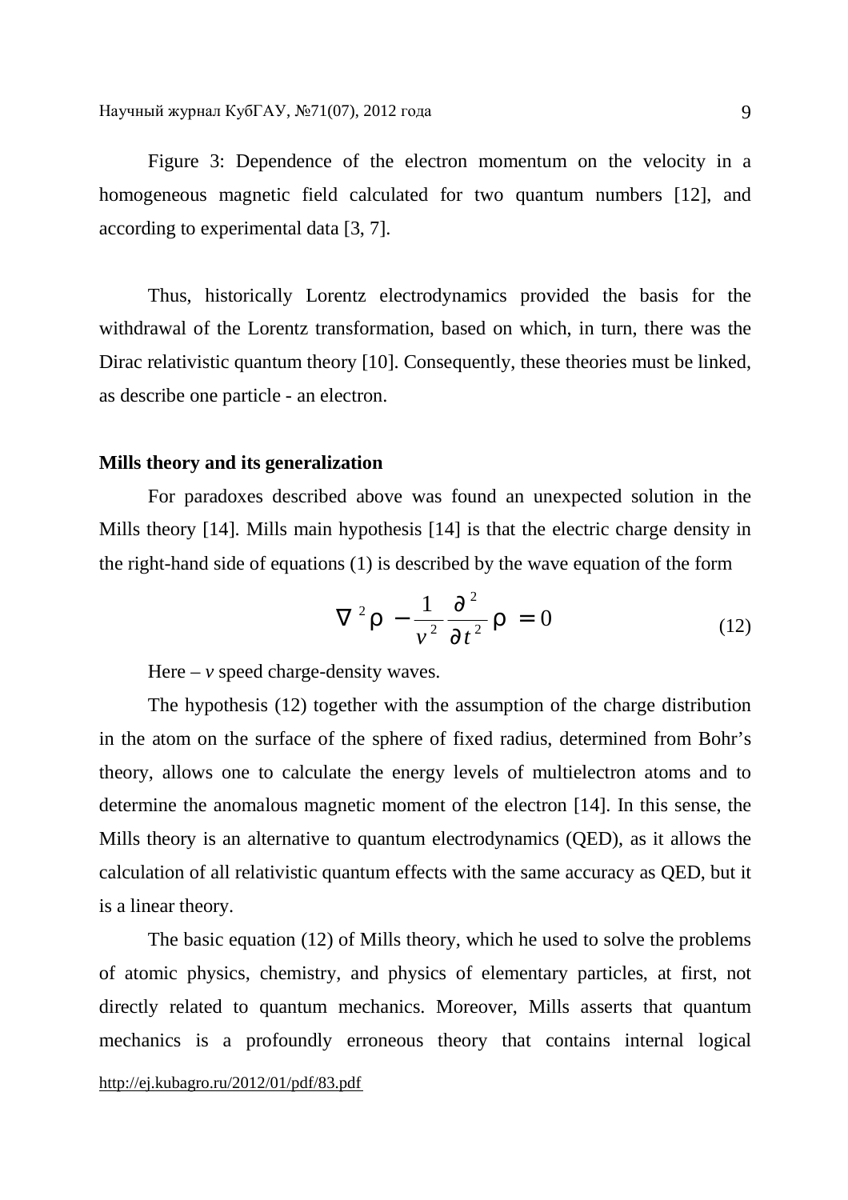Figure 3: Dependence of the electron momentum on the velocity in a homogeneous magnetic field calculated for two quantum numbers [12], and according to experimental data [3, 7].

Thus, historically Lorentz electrodynamics provided the basis for the withdrawal of the Lorentz transformation, based on which, in turn, there was the Dirac relativistic quantum theory [10]. Consequently, these theories must be linked, as describe one particle - an electron.

**Mills theory and its generalization**

For paradoxes described above was found an unexpected solution in the Mills theory [14]. Mills main hypothesis [14] is that the electric charge density in the right-hand side of equations (1) is described by the wave equation of the form

$$\nabla^2 \rho - \frac{1}{v^2}\frac{\partial^2}{\partial t^2}\rho = 0 \tag{12}$$

Here – $v$ speed charge-density waves.

The hypothesis (12) together with the assumption of the charge distribution in the atom on the surface of the sphere of fixed radius, determined from Bohr's theory, allows one to calculate the energy levels of multielectron atoms and to determine the anomalous magnetic moment of the electron [14]. In this sense, the Mills theory is an alternative to quantum electrodynamics (QED), as it allows the calculation of all relativistic quantum effects with the same accuracy as QED, but it is a linear theory.

The basic equation (12) of Mills theory, which he used to solve the problems of atomic physics, chemistry, and physics of elementary particles, at first, not directly related to quantum mechanics. Moreover, Mills asserts that quantum mechanics is a profoundly erroneous theory that contains internal logical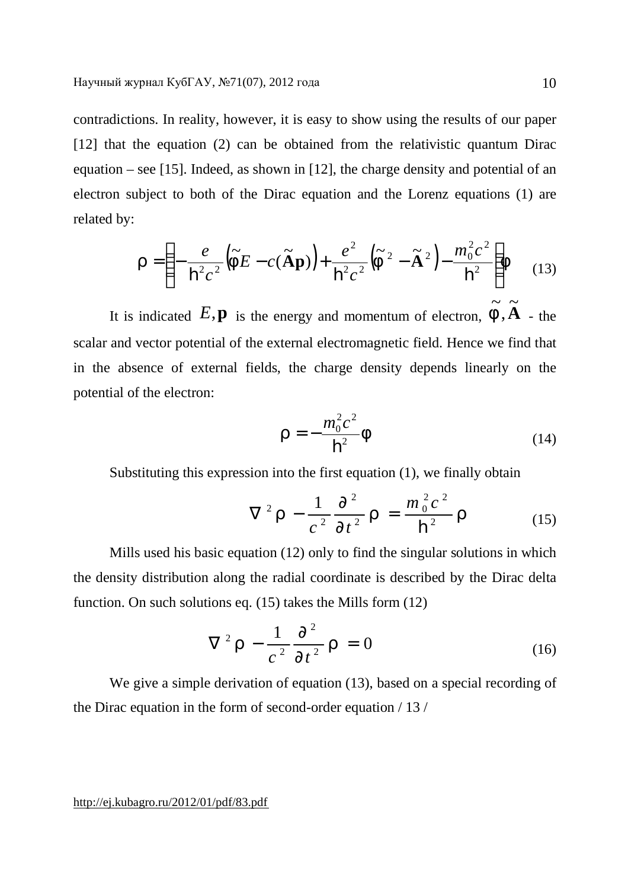contradictions. In reality, however, it is easy to show using the results of our paper [12] that the equation (2) can be obtained from the relativistic quantum Dirac equation – see [15]. Indeed, as shown in [12], the charge density and potential of an electron subject to both of the Dirac equation and the Lorenz equations (1) are related by:

$$\rho = \left[ -\frac{e}{\hbar^2 c^2}\left(\tilde{\varphi}E - c(\tilde{\mathbf{A}}\mathbf{p})\right) + \frac{e^2}{\hbar^2 c^2}\left(\tilde{\varphi}^2 - \tilde{\mathbf{A}}^2\right) - \frac{m_0^2 c^2}{\hbar^2} \right]\varphi \qquad (13)$$

It is indicated $E, \mathbf{p}$ is the energy and momentum of electron, $\tilde{\varphi}, \tilde{\mathbf{A}}$ - the scalar and vector potential of the external electromagnetic field. Hence we find that in the absence of external fields, the charge density depends linearly on the potential of the electron:

$$\rho = -\frac{m_0^2 c^2}{\hbar^2}\varphi \qquad (14)$$

Substituting this expression into the first equation (1), we finally obtain

$$\nabla^2 \rho - \frac{1}{c^2}\frac{\partial^2}{\partial t^2}\rho = \frac{m_0^2 c^2}{\hbar^2}\rho \qquad (15)$$

Mills used his basic equation (12) only to find the singular solutions in which the density distribution along the radial coordinate is described by the Dirac delta function. On such solutions eq. (15) takes the Mills form (12)

$$\nabla^2 \rho - \frac{1}{c^2}\frac{\partial^2}{\partial t^2}\rho = 0 \qquad (16)$$

We give a simple derivation of equation (13), based on a special recording of the Dirac equation in the form of second-order equation / 13 /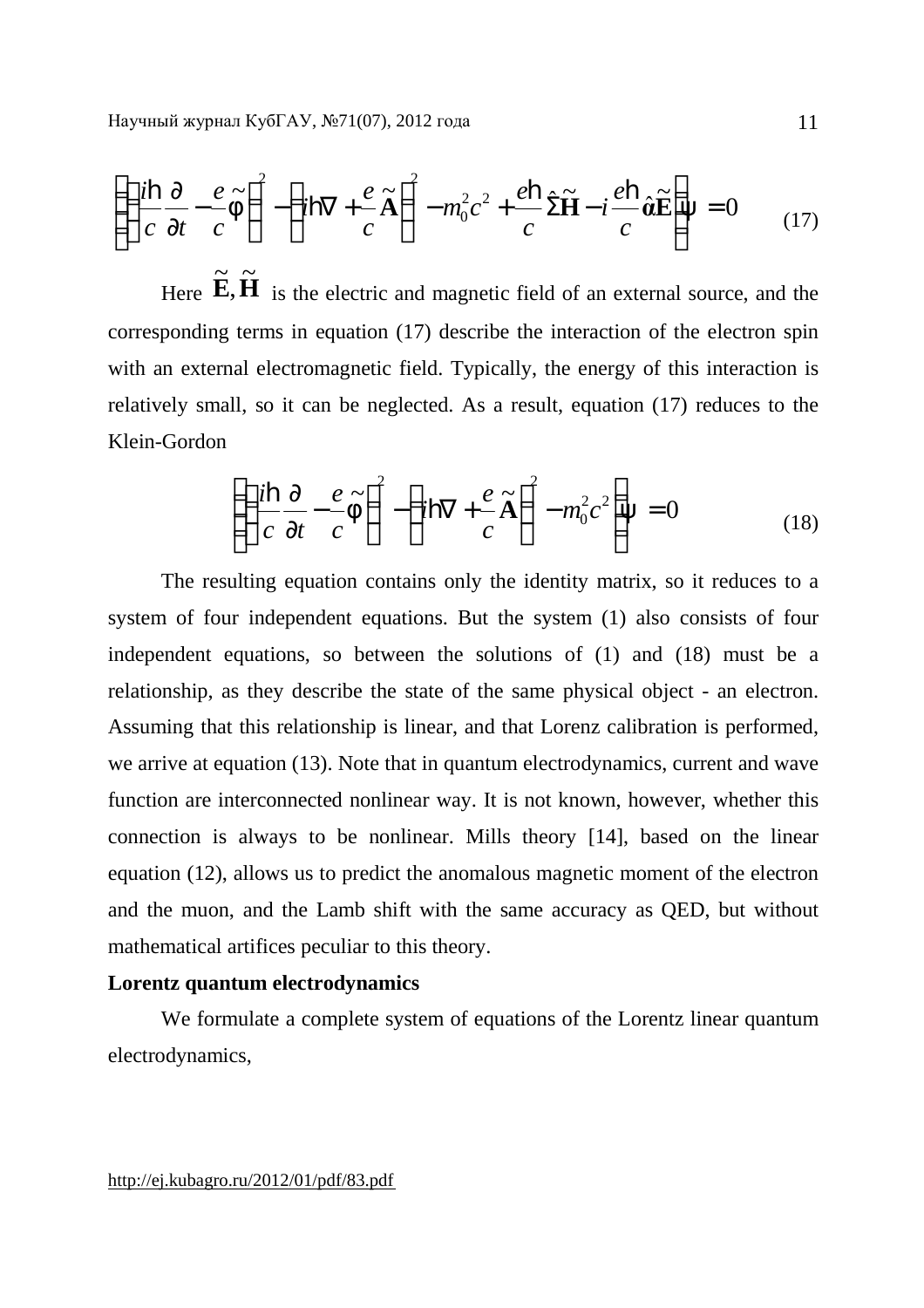$$\left[\left(\frac{i\hbar}{c}\frac{\partial}{\partial t}-\frac{e}{c}\tilde{\varphi}\right)^{2}-\left(i\hbar\nabla+\frac{e}{c}\tilde{\mathbf{A}}\right)^{2}-m_{0}^{2}c^{2}+\frac{e\hbar}{c}\hat{\Sigma}\tilde{\mathbf{H}}-i\frac{e\hbar}{c}\hat{\boldsymbol{\alpha}}\tilde{\mathbf{E}}\right]\psi=0 \tag{17}$$

Here $\tilde{\mathbf{E}}, \tilde{\mathbf{H}}$ is the electric and magnetic field of an external source, and the corresponding terms in equation (17) describe the interaction of the electron spin with an external electromagnetic field. Typically, the energy of this interaction is relatively small, so it can be neglected. As a result, equation (17) reduces to the Klein-Gordon

$$\left[\left(\frac{i\hbar}{c}\frac{\partial}{\partial t}-\frac{e}{c}\tilde{\varphi}\right)^{2}-\left(i\hbar\nabla+\frac{e}{c}\tilde{\mathbf{A}}\right)^{2}-m_{0}^{2}c^{2}\right]\psi=0 \tag{18}$$

The resulting equation contains only the identity matrix, so it reduces to a system of four independent equations. But the system (1) also consists of four independent equations, so between the solutions of (1) and (18) must be a relationship, as they describe the state of the same physical object - an electron. Assuming that this relationship is linear, and that Lorenz calibration is performed, we arrive at equation (13). Note that in quantum electrodynamics, current and wave function are interconnected nonlinear way. It is not known, however, whether this connection is always to be nonlinear. Mills theory [14], based on the linear equation (12), allows us to predict the anomalous magnetic moment of the electron and the muon, and the Lamb shift with the same accuracy as QED, but without mathematical artifices peculiar to this theory.

**Lorentz quantum electrodynamics**

We formulate a complete system of equations of the Lorentz linear quantum electrodynamics,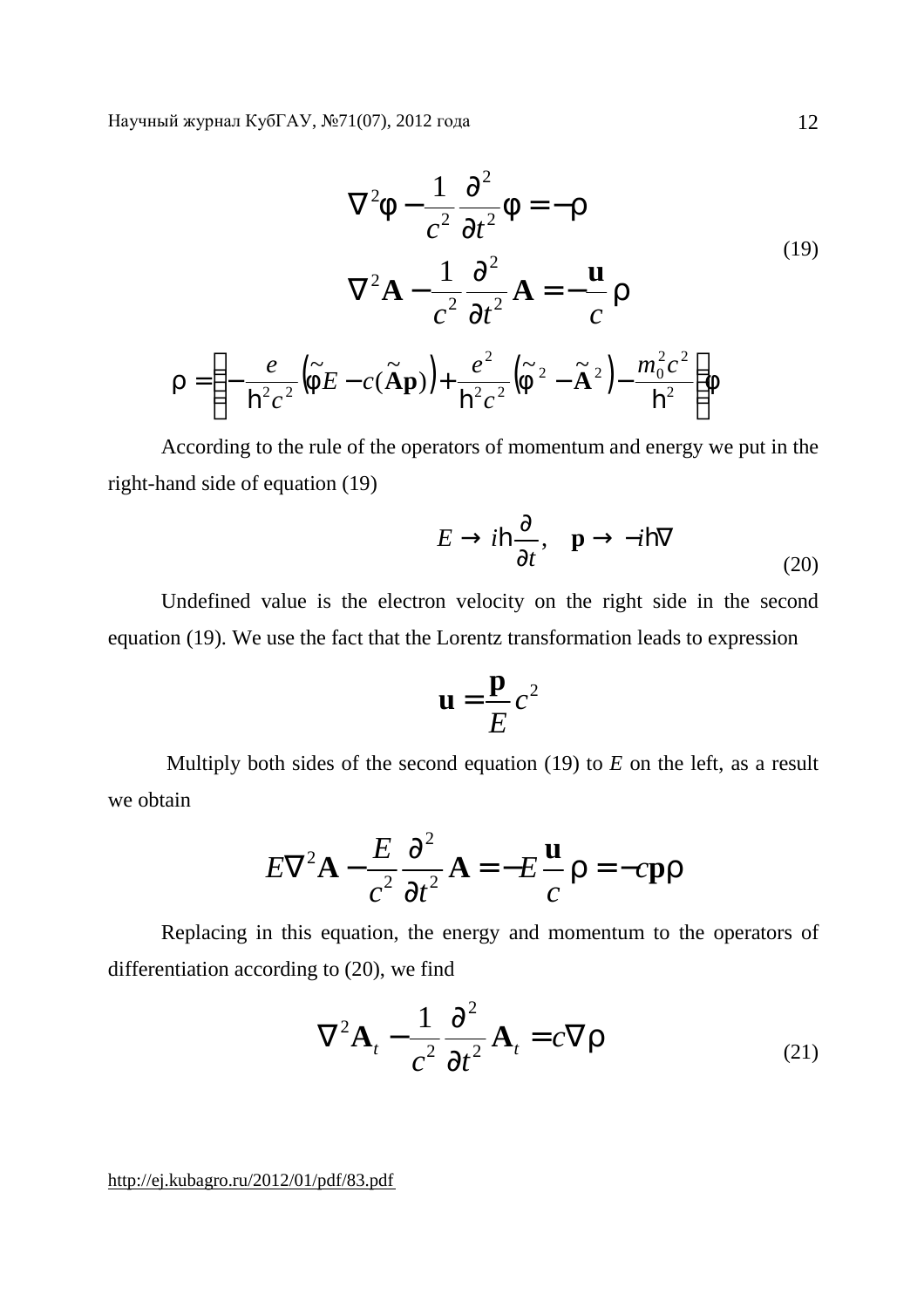$$\nabla^2\varphi - \frac{1}{c^2}\frac{\partial^2}{\partial t^2}\varphi = -\rho$$

$$\nabla^2\mathbf{A} - \frac{1}{c^2}\frac{\partial^2}{\partial t^2}\mathbf{A} = -\frac{\mathbf{u}}{c}\rho \tag{19}$$

$$\rho = \left[-\frac{e}{\hbar^2 c^2}\left(\tilde{\varphi}E - c(\tilde{\mathbf{A}}\mathbf{p})\right) + \frac{e^2}{\hbar^2 c^2}\left(\tilde{\varphi}^2 - \tilde{\mathbf{A}}^2\right) - \frac{m_0^2 c^2}{\hbar^2}\right]\varphi$$

According to the rule of the operators of momentum and energy we put in the right-hand side of equation (19)

$$E \to i\hbar\frac{\partial}{\partial t}, \quad \mathbf{p} \to -i\hbar\nabla \tag{20}$$

Undefined value is the electron velocity on the right side in the second equation (19). We use the fact that the Lorentz transformation leads to expression

$$\mathbf{u} = \frac{\mathbf{p}}{E}c^2$$

Multiply both sides of the second equation (19) to $E$ on the left, as a result we obtain

$$E\nabla^2\mathbf{A} - \frac{E}{c^2}\frac{\partial^2}{\partial t^2}\mathbf{A} = -E\frac{\mathbf{u}}{c}\rho = -c\mathbf{p}\rho$$

Replacing in this equation, the energy and momentum to the operators of differentiation according to (20), we find

$$\nabla^2\mathbf{A}_t - \frac{1}{c^2}\frac{\partial^2}{\partial t^2}\mathbf{A}_t = c\nabla\rho \tag{21}$$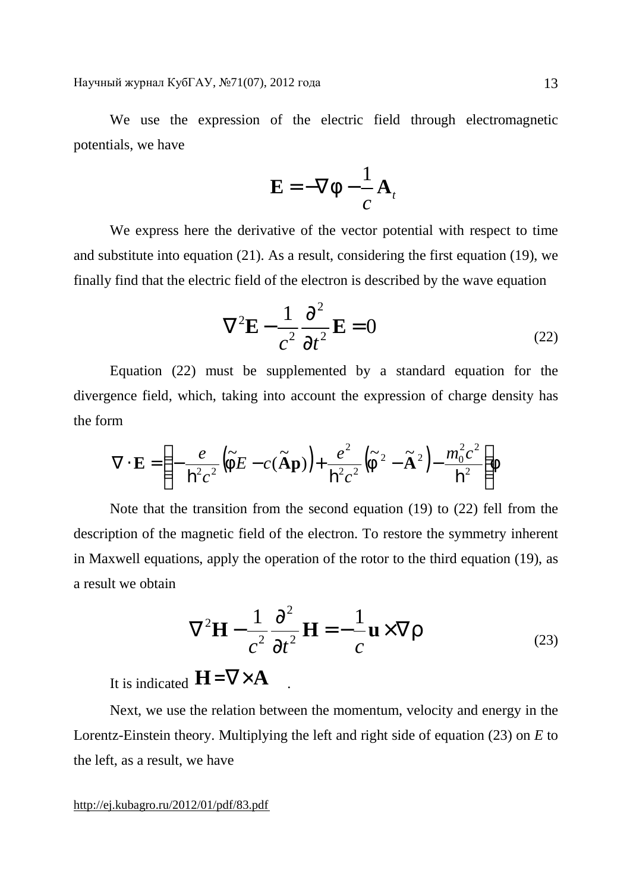We use the expression of the electric field through electromagnetic potentials, we have

$$\mathbf{E} = -\nabla\varphi - \frac{1}{c}\mathbf{A}_t$$

We express here the derivative of the vector potential with respect to time and substitute into equation (21). As a result, considering the first equation (19), we finally find that the electric field of the electron is described by the wave equation

$$\nabla^2\mathbf{E} - \frac{1}{c^2}\frac{\partial^2}{\partial t^2}\mathbf{E} = 0 \tag{22}$$

Equation (22) must be supplemented by a standard equation for the divergence field, which, taking into account the expression of charge density has the form

$$\nabla\cdot\mathbf{E} = \left[-\frac{e}{\hbar^2 c^2}\left(\tilde{\varphi}E - c(\tilde{\mathbf{A}}\mathbf{p})\right) + \frac{e^2}{\hbar^2 c^2}\left(\tilde{\varphi}^2 - \tilde{\mathbf{A}}^2\right) - \frac{m_0^2 c^2}{\hbar^2}\right]\varphi$$

Note that the transition from the second equation (19) to (22) fell from the description of the magnetic field of the electron. To restore the symmetry inherent in Maxwell equations, apply the operation of the rotor to the third equation (19), as a result we obtain

$$\nabla^2\mathbf{H} - \frac{1}{c^2}\frac{\partial^2}{\partial t^2}\mathbf{H} = -\frac{1}{c}\mathbf{u}\times\nabla\rho \tag{23}$$

It is indicated $\mathbf{H} = \nabla\times\mathbf{A}$ .

Next, we use the relation between the momentum, velocity and energy in the Lorentz-Einstein theory. Multiplying the left and right side of equation (23) on $E$ to the left, as a result, we have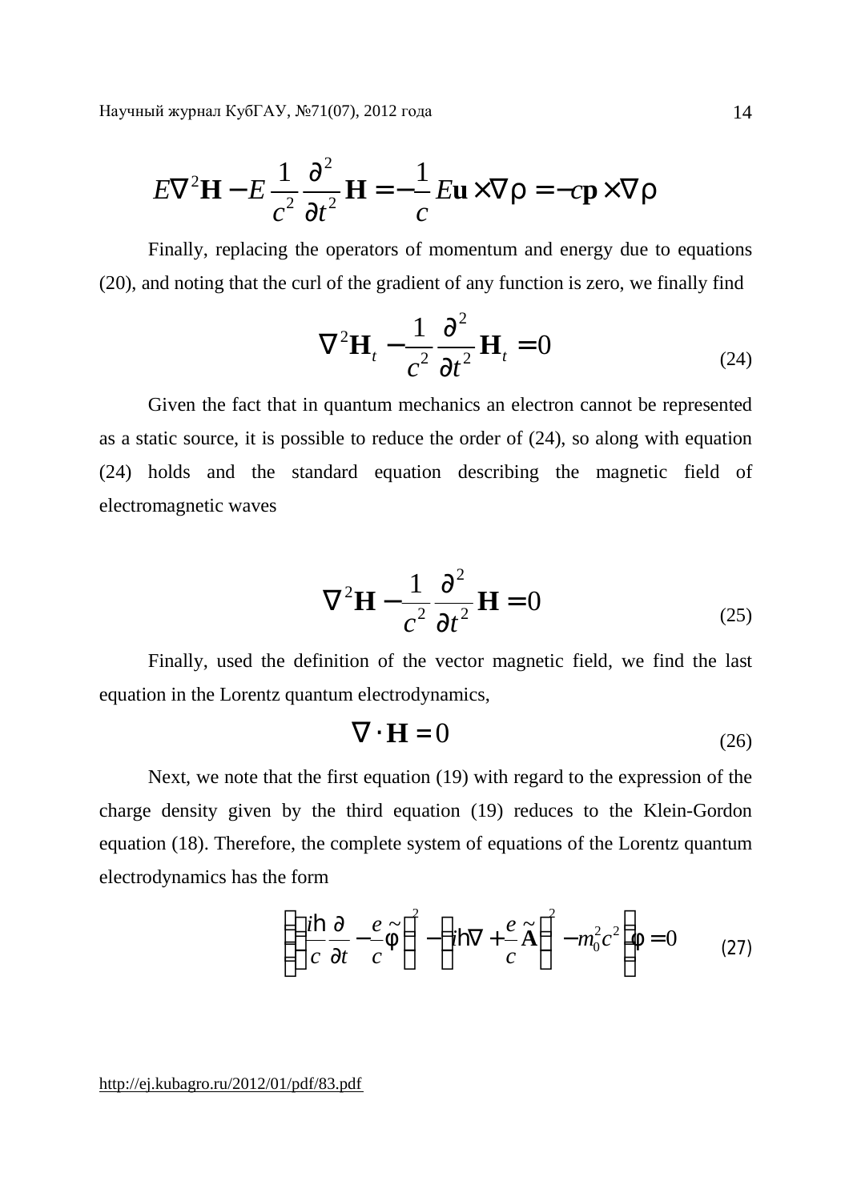$$E\nabla^2\mathbf{H} - E\frac{1}{c^2}\frac{\partial^2}{\partial t^2}\mathbf{H} = -\frac{1}{c}E\mathbf{u}\times\nabla\rho = -c\mathbf{p}\times\nabla\rho$$

Finally, replacing the operators of momentum and energy due to equations (20), and noting that the curl of the gradient of any function is zero, we finally find

$$\nabla^2\mathbf{H}_t - \frac{1}{c^2}\frac{\partial^2}{\partial t^2}\mathbf{H}_t = 0 \tag{24}$$

Given the fact that in quantum mechanics an electron cannot be represented as a static source, it is possible to reduce the order of (24), so along with equation (24) holds and the standard equation describing the magnetic field of electromagnetic waves

$$\nabla^2\mathbf{H} - \frac{1}{c^2}\frac{\partial^2}{\partial t^2}\mathbf{H} = 0 \tag{25}$$

Finally, used the definition of the vector magnetic field, we find the last equation in the Lorentz quantum electrodynamics,

$$\nabla\cdot\mathbf{H} = 0 \tag{26}$$

Next, we note that the first equation (19) with regard to the expression of the charge density given by the third equation (19) reduces to the Klein-Gordon equation (18). Therefore, the complete system of equations of the Lorentz quantum electrodynamics has the form

$$\left[\left(\frac{i\hbar}{c}\frac{\partial}{\partial t} - \frac{e}{c}\tilde{\varphi}\right)^2 - \left(i\hbar\nabla + \frac{e}{c}\tilde{\mathbf{A}}\right)^2 - m_0^2c^2\right]\varphi = 0 \tag{27}$$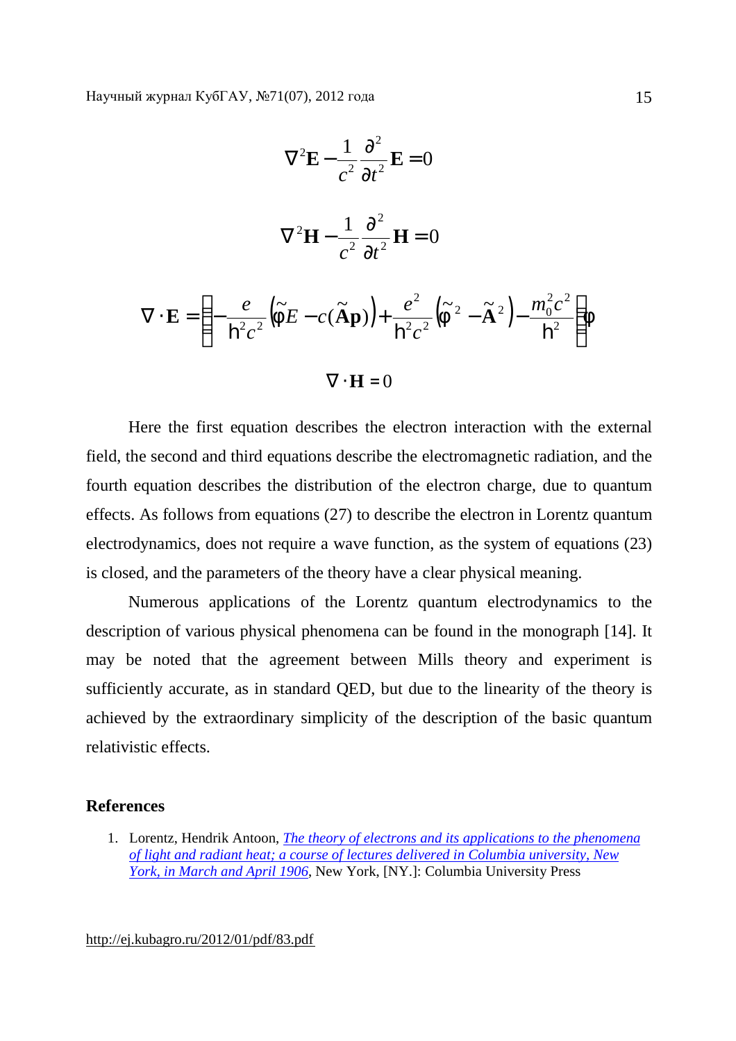$$\nabla^2 \mathbf{E} - \frac{1}{c^2}\frac{\partial^2}{\partial t^2}\mathbf{E} = 0$$

$$\nabla^2 \mathbf{H} - \frac{1}{c^2}\frac{\partial^2}{\partial t^2}\mathbf{H} = 0$$

$$\nabla \cdot \mathbf{E} = \left[ -\frac{e}{\hbar^2 c^2}\left(\tilde{\varphi} E - c(\tilde{\mathbf{A}}\mathbf{p})\right) + \frac{e^2}{\hbar^2 c^2}\left(\tilde{\varphi}^2 - \tilde{\mathbf{A}}^2\right) - \frac{m_0^2 c^2}{\hbar^2} \right]\varphi$$

$$\nabla \cdot \mathbf{H} = 0$$

Here the first equation describes the electron interaction with the external field, the second and third equations describe the electromagnetic radiation, and the fourth equation describes the distribution of the electron charge, due to quantum effects. As follows from equations (27) to describe the electron in Lorentz quantum electrodynamics, does not require a wave function, as the system of equations (23) is closed, and the parameters of the theory have a clear physical meaning.

Numerous applications of the Lorentz quantum electrodynamics to the description of various physical phenomena can be found in the monograph [14]. It may be noted that the agreement between Mills theory and experiment is sufficiently accurate, as in standard QED, but due to the linearity of the theory is achieved by the extraordinary simplicity of the description of the basic quantum relativistic effects.

## References

1. Lorentz, Hendrik Antoon, *The theory of electrons and its applications to the phenomena of light and radiant heat; a course of lectures delivered in Columbia university, New York, in March and April 1906*, New York, [NY.]: Columbia University Press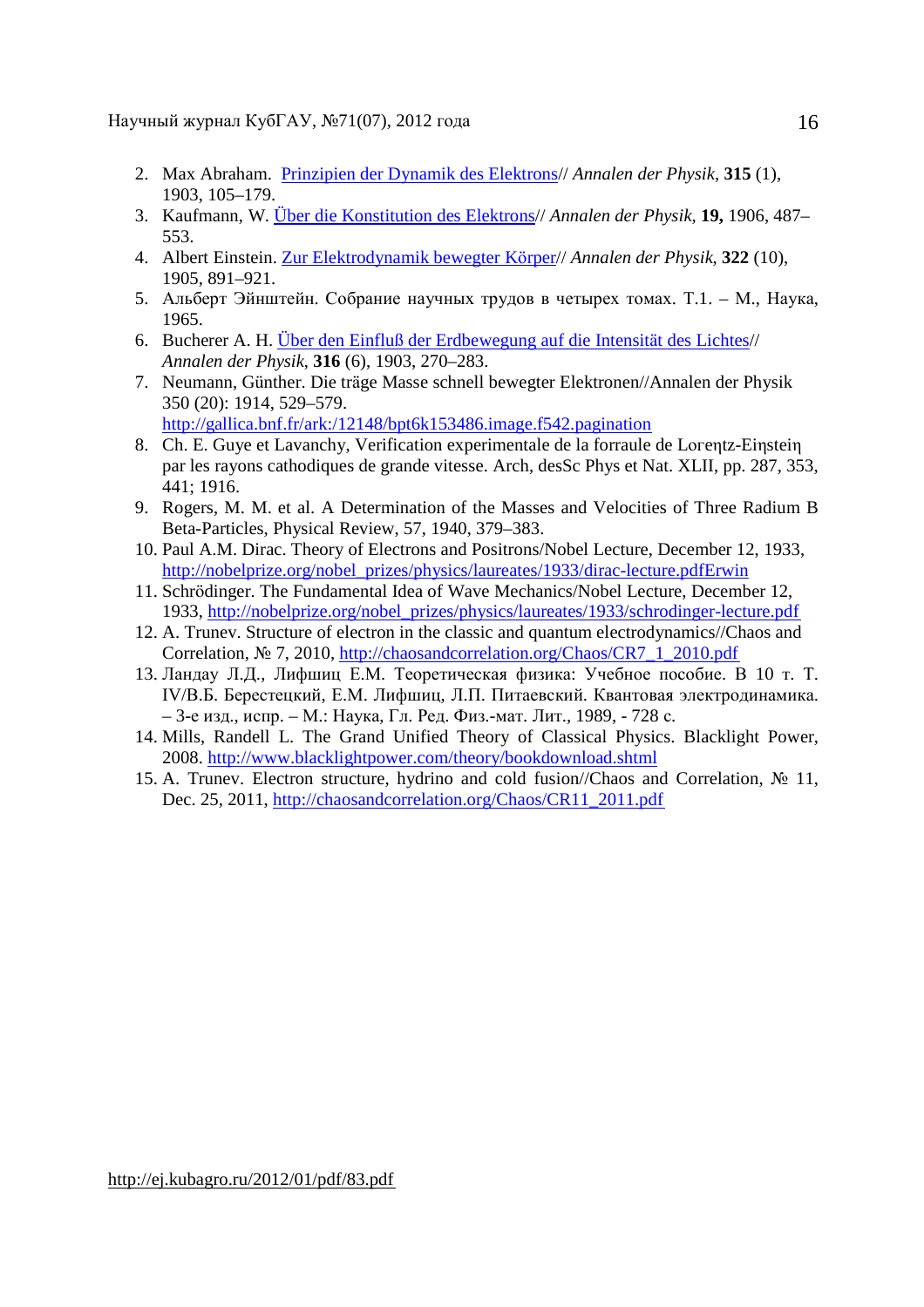2. Max Abraham. Prinzipien der Dynamik des Elektrons// *Annalen der Physik*, **315** (1), 1903, 105–179.
3. Kaufmann, W. Über die Konstitution des Elektrons// *Annalen der Physik*, **19,** 1906, 487–553.
4. Albert Einstein. Zur Elektrodynamik bewegter Körper// *Annalen der Physik*, **322** (10), 1905, 891–921.
5. Альберт Эйнштейн. Собрание научных трудов в четырех томах. Т.1. – М., Наука, 1965.
6. Bucherer A. H. Über den Einfluß der Erdbewegung auf die Intensität des Lichtes// *Annalen der Physik*, **316** (6), 1903, 270–283.
7. Neumann, Günther. Die träge Masse schnell bewegter Elektronen//Annalen der Physik 350 (20): 1914, 529–579. http://gallica.bnf.fr/ark:/12148/bpt6k153486.image.f542.pagination
8. Ch. E. Guye et Lavanchy, Verification experimentale de la forraule de Loreηtz-Eiηsteiη par les rayons cathodiques de grande vitesse. Arch, desSc Phys et Nat. XLII, pp. 287, 353, 441; 1916.
9. Rogers, M. M. et al. A Determination of the Masses and Velocities of Three Radium B Beta-Particles, Physical Review, 57, 1940, 379–383.
10. Paul A.M. Dirac. Theory of Electrons and Positrons/Nobel Lecture, December 12, 1933, http://nobelprize.org/nobel_prizes/physics/laureates/1933/dirac-lecture.pdfErwin
11. Schrödinger. The Fundamental Idea of Wave Mechanics/Nobel Lecture, December 12, 1933, http://nobelprize.org/nobel_prizes/physics/laureates/1933/schrodinger-lecture.pdf
12. A. Trunev. Structure of electron in the classic and quantum electrodynamics//Chaos and Correlation, № 7, 2010, http://chaosandcorrelation.org/Chaos/CR7_1_2010.pdf
13. Ландау Л.Д., Лифшиц Е.М. Теоретическая физика: Учебное пособие. В 10 т. Т. IV/В.Б. Берестецкий, Е.М. Лифшиц, Л.П. Питаевский. Квантовая электродинамика. – 3-е изд., испр. – М.: Наука, Гл. Ред. Физ.-мат. Лит., 1989, - 728 с.
14. Mills, Randell L. The Grand Unified Theory of Classical Physics. Blacklight Power, 2008. http://www.blacklightpower.com/theory/bookdownload.shtml
15. A. Trunev. Electron structure, hydrino and cold fusion//Chaos and Correlation, № 11, Dec. 25, 2011, http://chaosandcorrelation.org/Chaos/CR11_2011.pdf